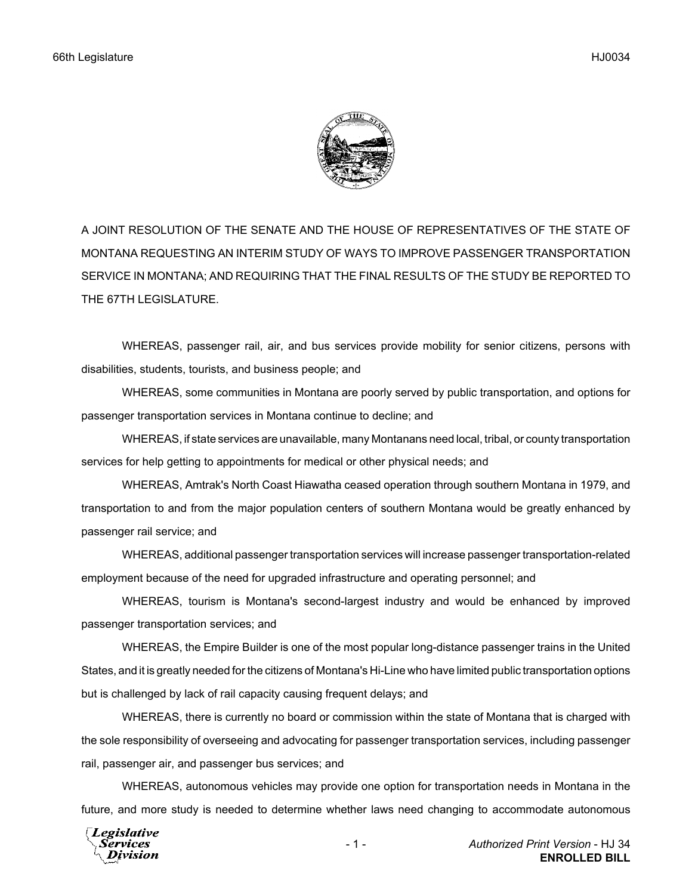A JOINT RESOLUTION OF THE SENATE AND THE HOUSE OF REPRESENTATIVES OF THE STATE OF MONTANA REQUESTING AN INTERIM STUDY OF WAYS TO IMPROVE PASSENGER TRANSPORTATION SERVICE IN MONTANA; AND REQUIRING THAT THE FINAL RESULTS OF THE STUDY BE REPORTED TO THE 67TH LEGISLATURE.

WHEREAS, passenger rail, air, and bus services provide mobility for senior citizens, persons with disabilities, students, tourists, and business people; and

WHEREAS, some communities in Montana are poorly served by public transportation, and options for passenger transportation services in Montana continue to decline; and

WHEREAS, if state services are unavailable, many Montanans need local, tribal, or county transportation services for help getting to appointments for medical or other physical needs; and

WHEREAS, Amtrak's North Coast Hiawatha ceased operation through southern Montana in 1979, and transportation to and from the major population centers of southern Montana would be greatly enhanced by passenger rail service; and

WHEREAS, additional passenger transportation services will increase passenger transportation-related employment because of the need for upgraded infrastructure and operating personnel; and

WHEREAS, tourism is Montana's second-largest industry and would be enhanced by improved passenger transportation services; and

WHEREAS, the Empire Builder is one of the most popular long-distance passenger trains in the United States, and it is greatly needed for the citizens of Montana's Hi-Line who have limited public transportation options but is challenged by lack of rail capacity causing frequent delays; and

WHEREAS, there is currently no board or commission within the state of Montana that is charged with the sole responsibility of overseeing and advocating for passenger transportation services, including passenger rail, passenger air, and passenger bus services; and

WHEREAS, autonomous vehicles may provide one option for transportation needs in Montana in the future, and more study is needed to determine whether laws need changing to accommodate autonomous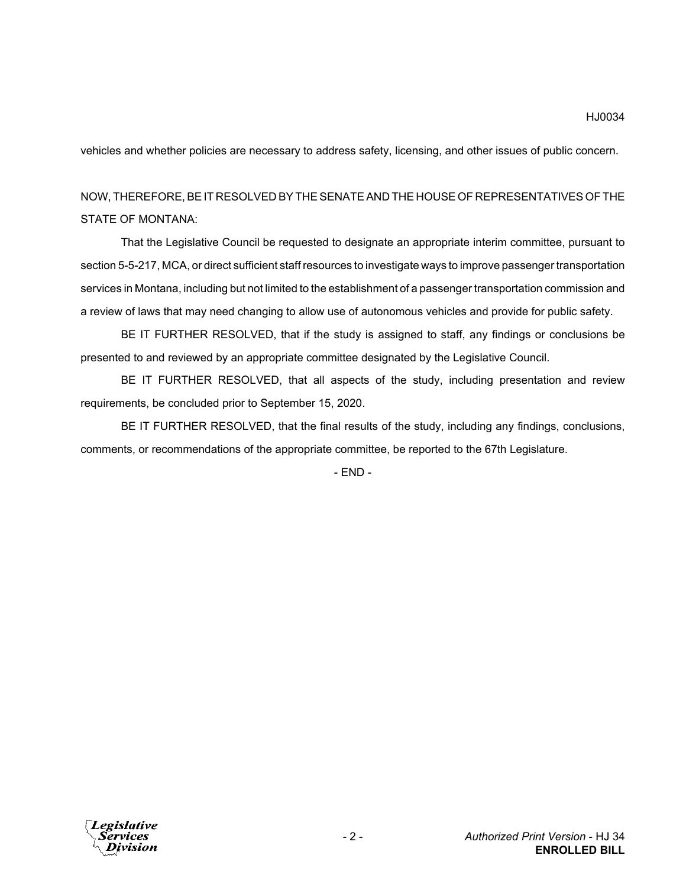vehicles and whether policies are necessary to address safety, licensing, and other issues of public concern.

NOW, THEREFORE, BE IT RESOLVED BY THE SENATE AND THE HOUSE OF REPRESENTATIVES OF THE STATE OF MONTANA:

That the Legislative Council be requested to designate an appropriate interim committee, pursuant to section 5-5-217, MCA, or direct sufficient staff resources to investigate ways to improve passenger transportation services in Montana, including but not limited to the establishment of a passenger transportation commission and a review of laws that may need changing to allow use of autonomous vehicles and provide for public safety.

BE IT FURTHER RESOLVED, that if the study is assigned to staff, any findings or conclusions be presented to and reviewed by an appropriate committee designated by the Legislative Council.

BE IT FURTHER RESOLVED, that all aspects of the study, including presentation and review requirements, be concluded prior to September 15, 2020.

BE IT FURTHER RESOLVED, that the final results of the study, including any findings, conclusions, comments, or recommendations of the appropriate committee, be reported to the 67th Legislature.

- END -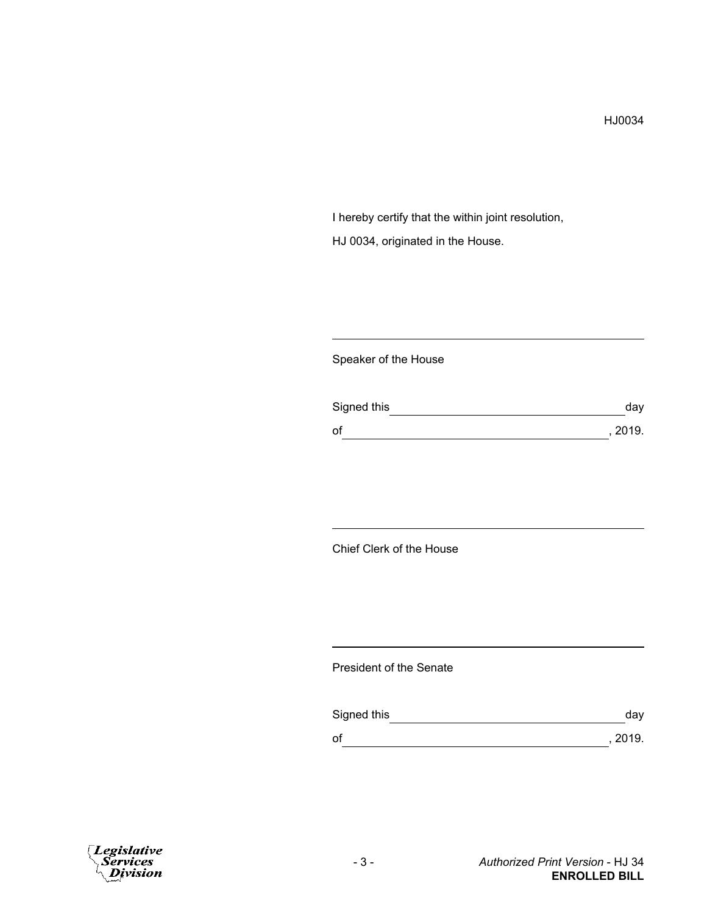HJ0034

I hereby certify that the within joint resolution,

HJ 0034, originated in the House.

\_\_\_\_\_\_\_\_\_\_\_\_\_\_\_\_\_\_\_\_\_\_\_\_\_\_\_\_\_\_\_\_\_\_\_\_\_\_\_\_\_\_\_\_

Speaker of the House

Signed this \_\_\_\_\_\_\_\_\_\_\_\_\_\_\_\_\_\_\_\_\_\_\_\_\_\_\_\_\_\_\_\_ day

of \_\_\_\_\_\_\_\_\_\_\_\_\_\_\_\_\_\_\_\_\_\_\_\_\_\_\_\_\_\_\_\_\_\_\_\_, 2019.

\_\_\_\_\_\_\_\_\_\_\_\_\_\_\_\_\_\_\_\_\_\_\_\_\_\_\_\_\_\_\_\_\_\_\_\_\_\_\_\_\_\_\_\_

Chief Clerk of the House

\_\_\_\_\_\_\_\_\_\_\_\_\_\_\_\_\_\_\_\_\_\_\_\_\_\_\_\_\_\_\_\_\_\_\_\_\_\_\_\_\_\_\_\_

President of the Senate

Signed this \_\_\_\_\_\_\_\_\_\_\_\_\_\_\_\_\_\_\_\_\_\_\_\_\_\_\_\_\_\_\_\_ day

of \_\_\_\_\_\_\_\_\_\_\_\_\_\_\_\_\_\_\_\_\_\_\_\_\_\_\_\_\_\_\_\_\_\_\_\_, 2019.

*Authorized Print Version* - HJ 34
**ENROLLED BILL**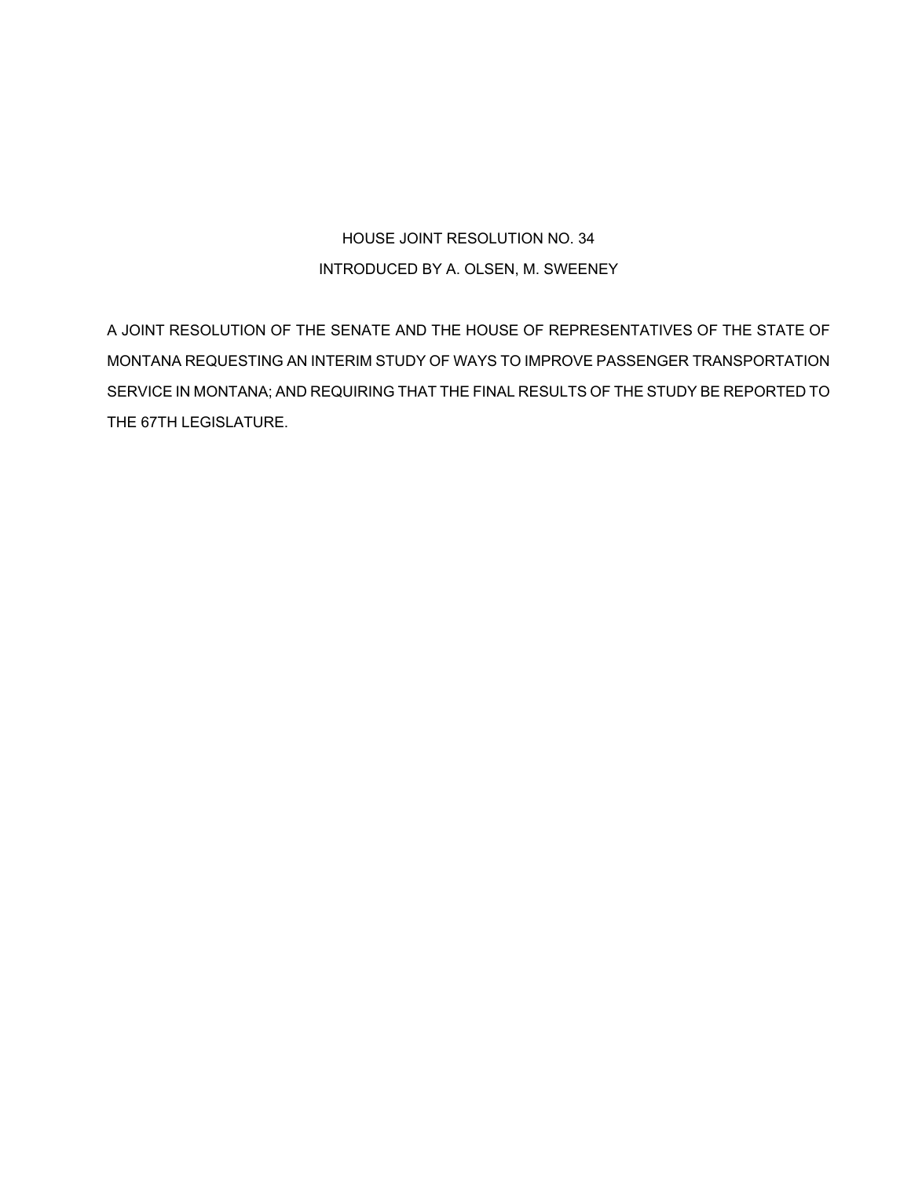HOUSE JOINT RESOLUTION NO. 34

INTRODUCED BY A. OLSEN, M. SWEENEY

A JOINT RESOLUTION OF THE SENATE AND THE HOUSE OF REPRESENTATIVES OF THE STATE OF MONTANA REQUESTING AN INTERIM STUDY OF WAYS TO IMPROVE PASSENGER TRANSPORTATION SERVICE IN MONTANA; AND REQUIRING THAT THE FINAL RESULTS OF THE STUDY BE REPORTED TO THE 67TH LEGISLATURE.